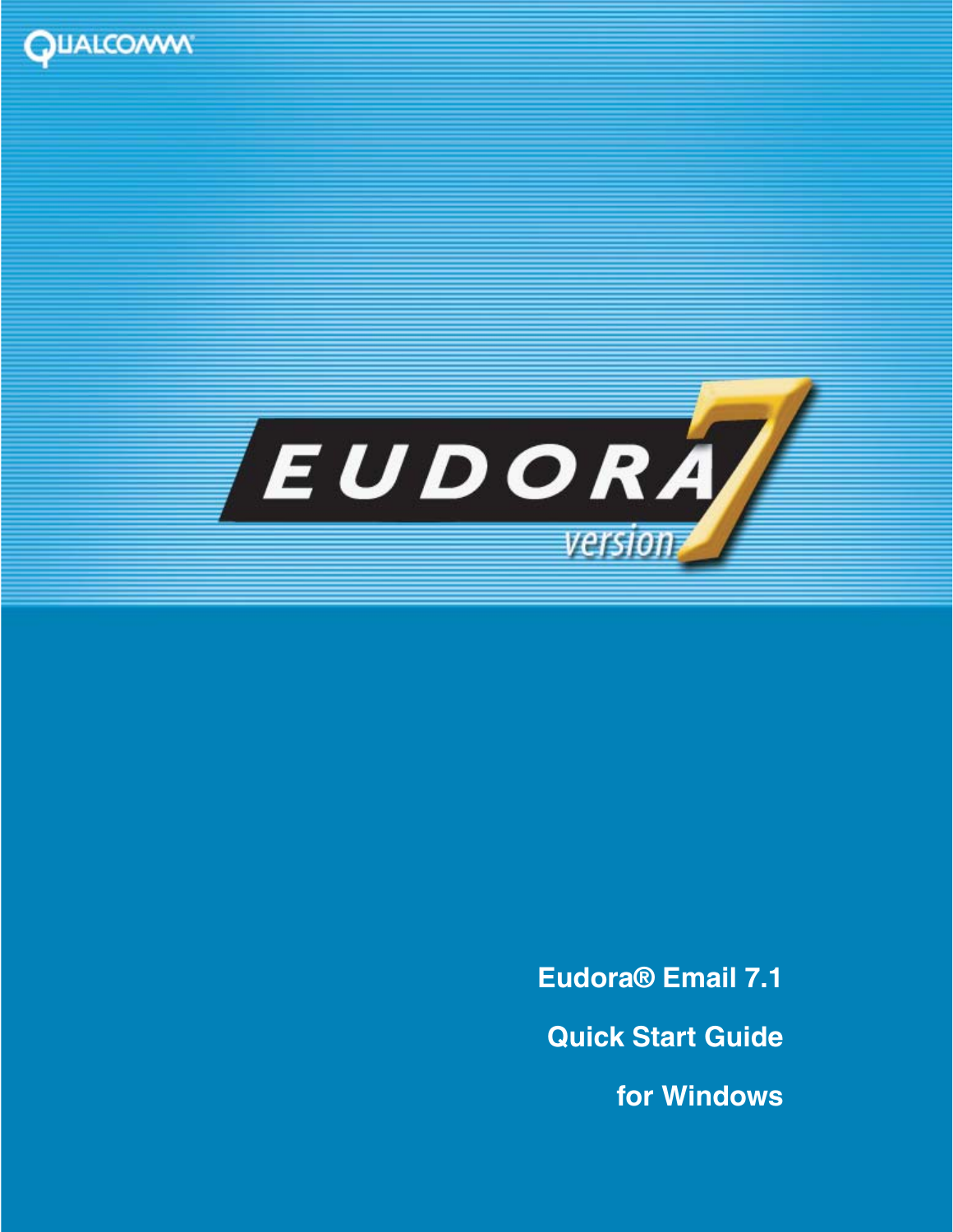QUALCOMM

EUDORA version 7

# Eudora® Email 7.1

# Quick Start Guide

# for Windows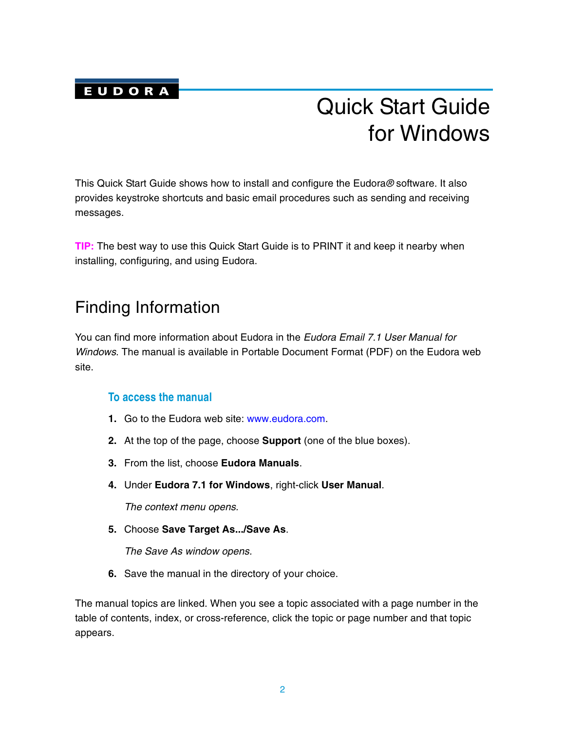EUDORA

# Quick Start Guide for Windows

This Quick Start Guide shows how to install and configure the Eudora® software. It also provides keystroke shortcuts and basic email procedures such as sending and receiving messages.

**TIP:** The best way to use this Quick Start Guide is to PRINT it and keep it nearby when installing, configuring, and using Eudora.

## Finding Information

You can find more information about Eudora in the *Eudora Email 7.1 User Manual for Windows*. The manual is available in Portable Document Format (PDF) on the Eudora web site.

### To access the manual

1. Go to the Eudora web site: www.eudora.com.
2. At the top of the page, choose **Support** (one of the blue boxes).
3. From the list, choose **Eudora Manuals**.
4. Under **Eudora 7.1 for Windows**, right-click **User Manual**.

   *The context menu opens.*
5. Choose **Save Target As.../Save As**.

   *The Save As window opens.*
6. Save the manual in the directory of your choice.

The manual topics are linked. When you see a topic associated with a page number in the table of contents, index, or cross-reference, click the topic or page number and that topic appears.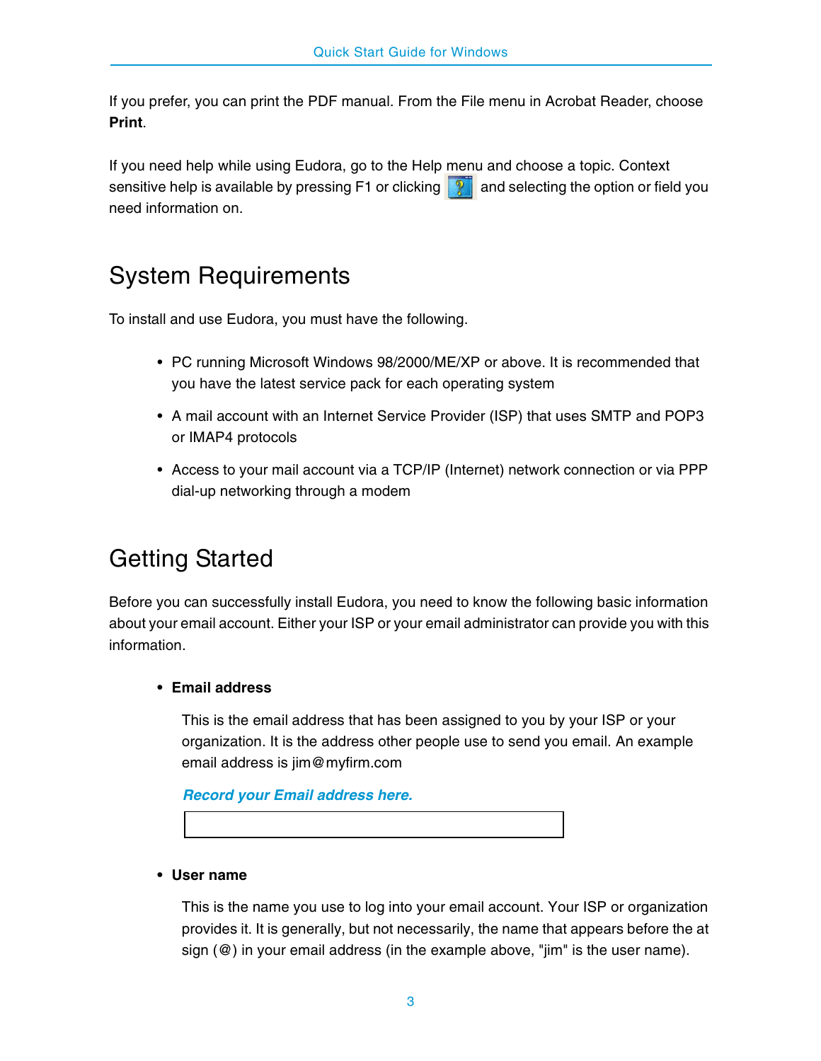If you prefer, you can print the PDF manual. From the File menu in Acrobat Reader, choose **Print**.

If you need help while using Eudora, go to the Help menu and choose a topic. Context sensitive help is available by pressing F1 or clicking and selecting the option or field you need information on.

## System Requirements

To install and use Eudora, you must have the following.

- PC running Microsoft Windows 98/2000/ME/XP or above. It is recommended that you have the latest service pack for each operating system
- A mail account with an Internet Service Provider (ISP) that uses SMTP and POP3 or IMAP4 protocols
- Access to your mail account via a TCP/IP (Internet) network connection or via PPP dial-up networking through a modem

## Getting Started

Before you can successfully install Eudora, you need to know the following basic information about your email account. Either your ISP or your email administrator can provide you with this information.

- **Email address**

  This is the email address that has been assigned to you by your ISP or your organization. It is the address other people use to send you email. An example email address is jim@myfirm.com

  ***Record your Email address here.***

- **User name**

  This is the name you use to log into your email account. Your ISP or organization provides it. It is generally, but not necessarily, the name that appears before the at sign (@) in your email address (in the example above, "jim" is the user name).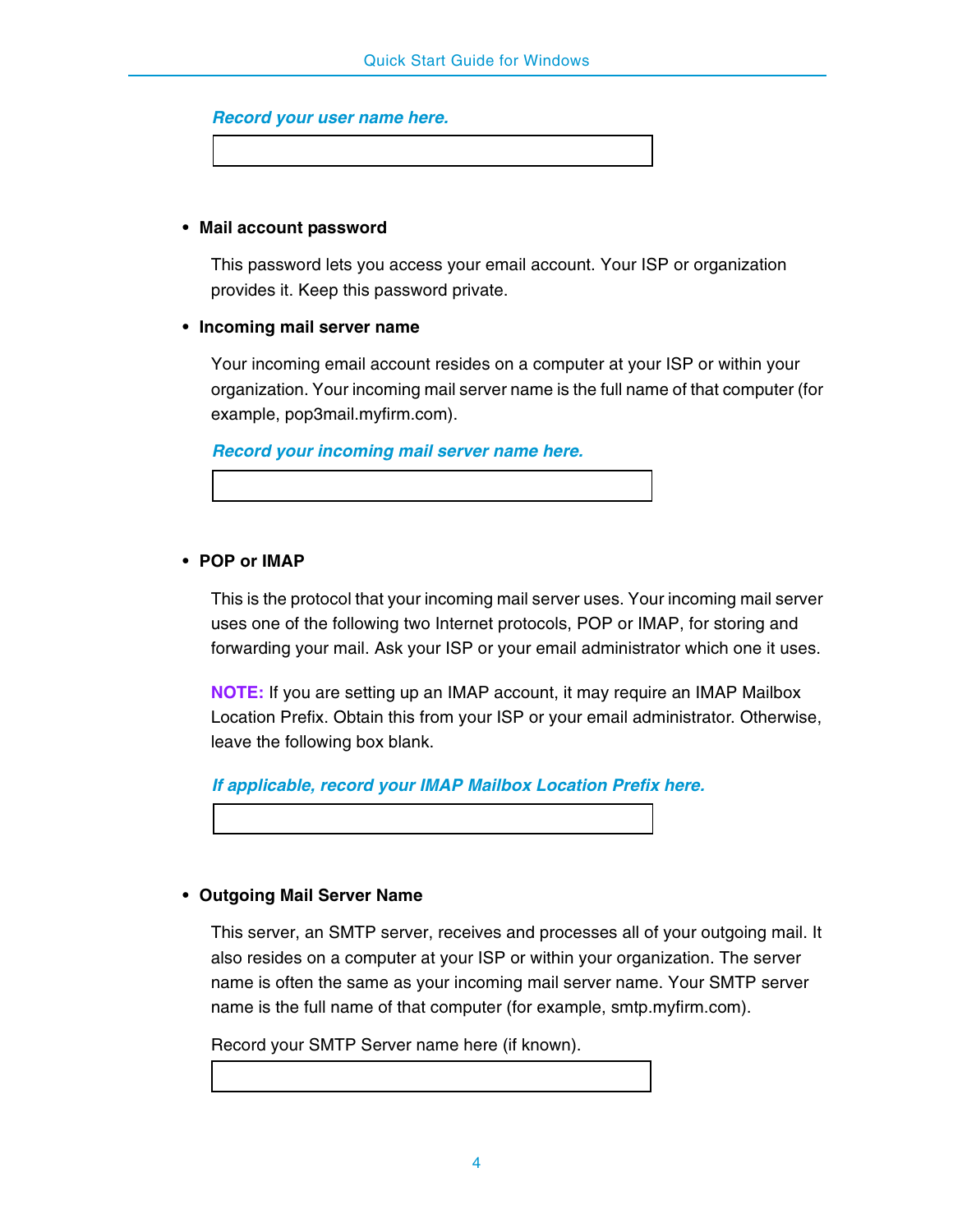***Record your user name here.***

- **Mail account password**

  This password lets you access your email account. Your ISP or organization provides it. Keep this password private.

- **Incoming mail server name**

  Your incoming email account resides on a computer at your ISP or within your organization. Your incoming mail server name is the full name of that computer (for example, pop3mail.myfirm.com).

  ***Record your incoming mail server name here.***

- **POP or IMAP**

  This is the protocol that your incoming mail server uses. Your incoming mail server uses one of the following two Internet protocols, POP or IMAP, for storing and forwarding your mail. Ask your ISP or your email administrator which one it uses.

  **NOTE:** If you are setting up an IMAP account, it may require an IMAP Mailbox Location Prefix. Obtain this from your ISP or your email administrator. Otherwise, leave the following box blank.

  ***If applicable, record your IMAP Mailbox Location Prefix here.***

- **Outgoing Mail Server Name**

  This server, an SMTP server, receives and processes all of your outgoing mail. It also resides on a computer at your ISP or within your organization. The server name is often the same as your incoming mail server name. Your SMTP server name is the full name of that computer (for example, smtp.myfirm.com).

  Record your SMTP Server name here (if known).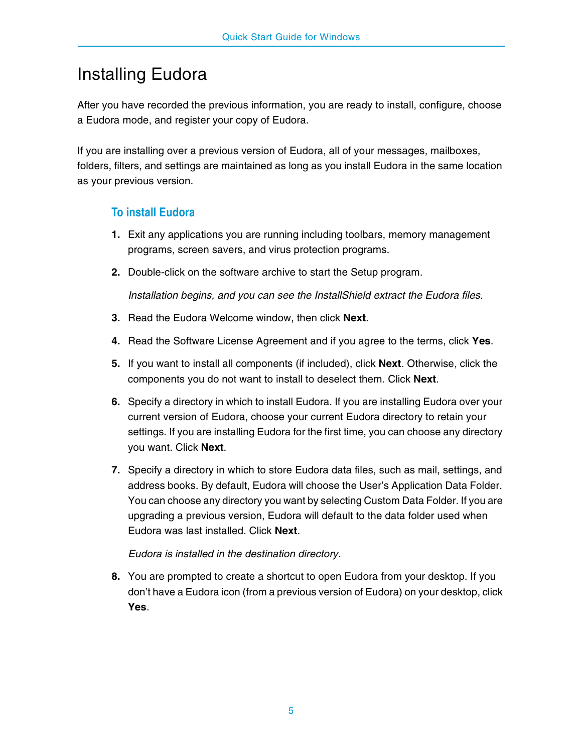# Installing Eudora

After you have recorded the previous information, you are ready to install, configure, choose a Eudora mode, and register your copy of Eudora.

If you are installing over a previous version of Eudora, all of your messages, mailboxes, folders, filters, and settings are maintained as long as you install Eudora in the same location as your previous version.

### To install Eudora

1. Exit any applications you are running including toolbars, memory management programs, screen savers, and virus protection programs.
2. Double-click on the software archive to start the Setup program.

   *Installation begins, and you can see the InstallShield extract the Eudora files.*

3. Read the Eudora Welcome window, then click **Next**.
4. Read the Software License Agreement and if you agree to the terms, click **Yes**.
5. If you want to install all components (if included), click **Next**. Otherwise, click the components you do not want to install to deselect them. Click **Next**.
6. Specify a directory in which to install Eudora. If you are installing Eudora over your current version of Eudora, choose your current Eudora directory to retain your settings. If you are installing Eudora for the first time, you can choose any directory you want. Click **Next**.
7. Specify a directory in which to store Eudora data files, such as mail, settings, and address books. By default, Eudora will choose the User's Application Data Folder. You can choose any directory you want by selecting Custom Data Folder. If you are upgrading a previous version, Eudora will default to the data folder used when Eudora was last installed. Click **Next**.

   *Eudora is installed in the destination directory.*

8. You are prompted to create a shortcut to open Eudora from your desktop. If you don't have a Eudora icon (from a previous version of Eudora) on your desktop, click **Yes**.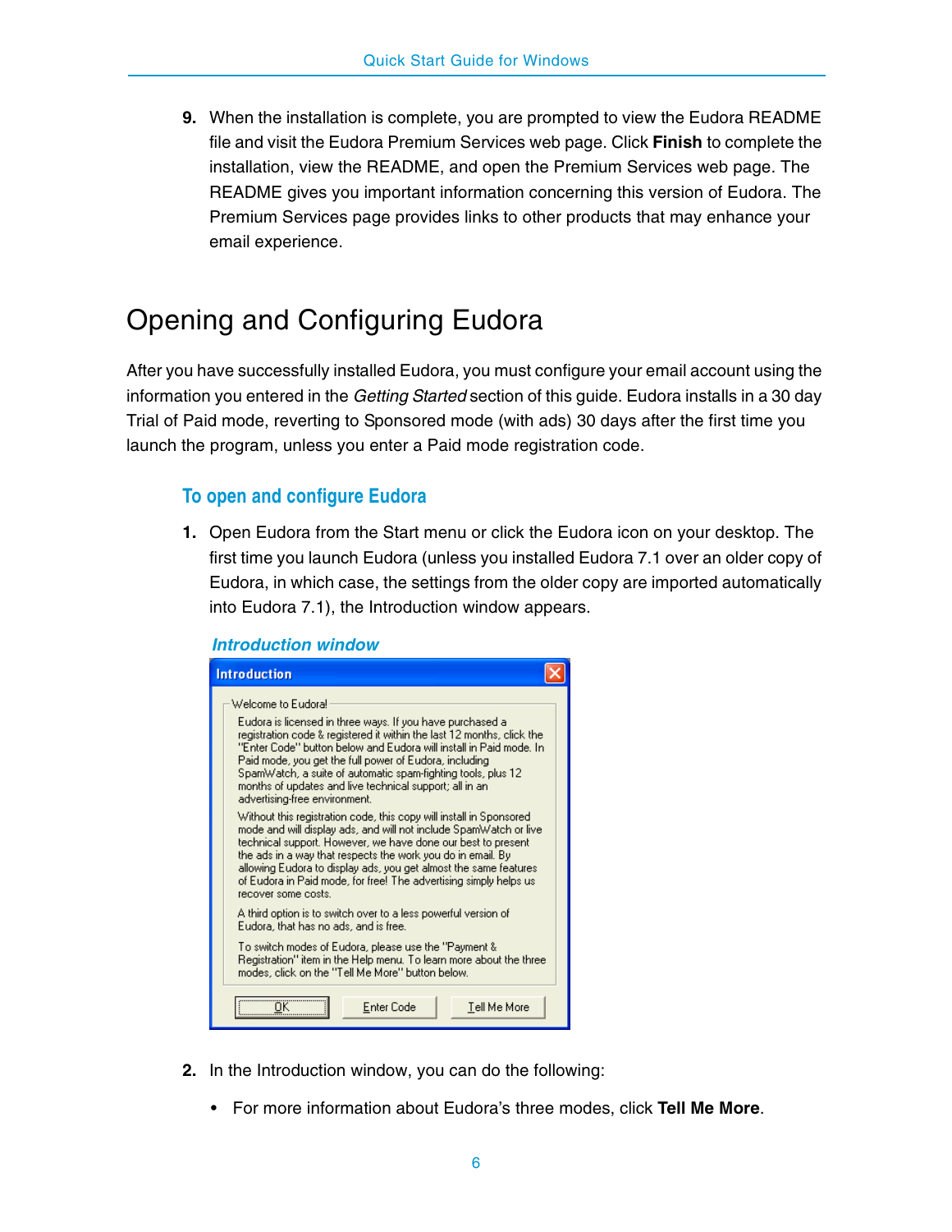9. When the installation is complete, you are prompted to view the Eudora README file and visit the Eudora Premium Services web page. Click **Finish** to complete the installation, view the README, and open the Premium Services web page. The README gives you important information concerning this version of Eudora. The Premium Services page provides links to other products that may enhance your email experience.

# Opening and Configuring Eudora

After you have successfully installed Eudora, you must configure your email account using the information you entered in the *Getting Started* section of this guide. Eudora installs in a 30 day Trial of Paid mode, reverting to Sponsored mode (with ads) 30 days after the first time you launch the program, unless you enter a Paid mode registration code.

## To open and configure Eudora

1. Open Eudora from the Start menu or click the Eudora icon on your desktop. The first time you launch Eudora (unless you installed Eudora 7.1 over an older copy of Eudora, in which case, the settings from the older copy are imported automatically into Eudora 7.1), the Introduction window appears.

***Introduction window***

> **Introduction**
>
> Welcome to Eudora!
>
> Eudora is licensed in three ways. If you have purchased a registration code & registered it within the last 12 months, click the "Enter Code" button below and Eudora will install in Paid mode. In Paid mode, you get the full power of Eudora, including SpamWatch, a suite of automatic spam-fighting tools, plus 12 months of updates and live technical support; all in an advertising-free environment.
>
> Without this registration code, this copy will install in Sponsored mode and will display ads, and will not include SpamWatch or live technical support. However, we have done our best to present the ads in a way that respects the work you do in email. By allowing Eudora to display ads, you get almost the same features of Eudora in Paid mode, for free! The advertising simply helps us recover some costs.
>
> A third option is to switch over to a less powerful version of Eudora, that has no ads, and is free.
>
> To switch modes of Eudora, please use the "Payment & Registration" item in the Help menu. To learn more about the three modes, click on the "Tell Me More" button below.
>
> OK | Enter Code | Tell Me More

2. In the Introduction window, you can do the following:

   - For more information about Eudora's three modes, click **Tell Me More**.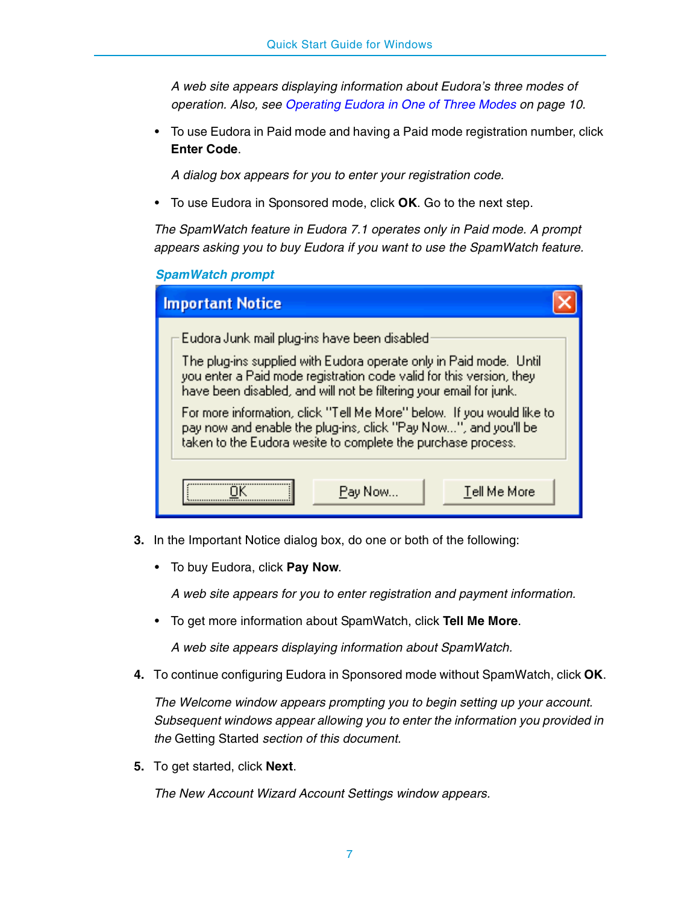*A web site appears displaying information about Eudora's three modes of operation. Also, see Operating Eudora in One of Three Modes on page 10.*

- To use Eudora in Paid mode and having a Paid mode registration number, click **Enter Code**.

  *A dialog box appears for you to enter your registration code.*

- To use Eudora in Sponsored mode, click **OK**. Go to the next step.

*The SpamWatch feature in Eudora 7.1 operates only in Paid mode. A prompt appears asking you to buy Eudora if you want to use the SpamWatch feature.*

***SpamWatch prompt***

3. In the Important Notice dialog box, do one or both of the following:

   - To buy Eudora, click **Pay Now**.

     *A web site appears for you to enter registration and payment information.*

   - To get more information about SpamWatch, click **Tell Me More**.

     *A web site appears displaying information about SpamWatch.*

4. To continue configuring Eudora in Sponsored mode without SpamWatch, click **OK**.

   *The Welcome window appears prompting you to begin setting up your account. Subsequent windows appear allowing you to enter the information you provided in the* Getting Started *section of this document.*

5. To get started, click **Next**.

   *The New Account Wizard Account Settings window appears.*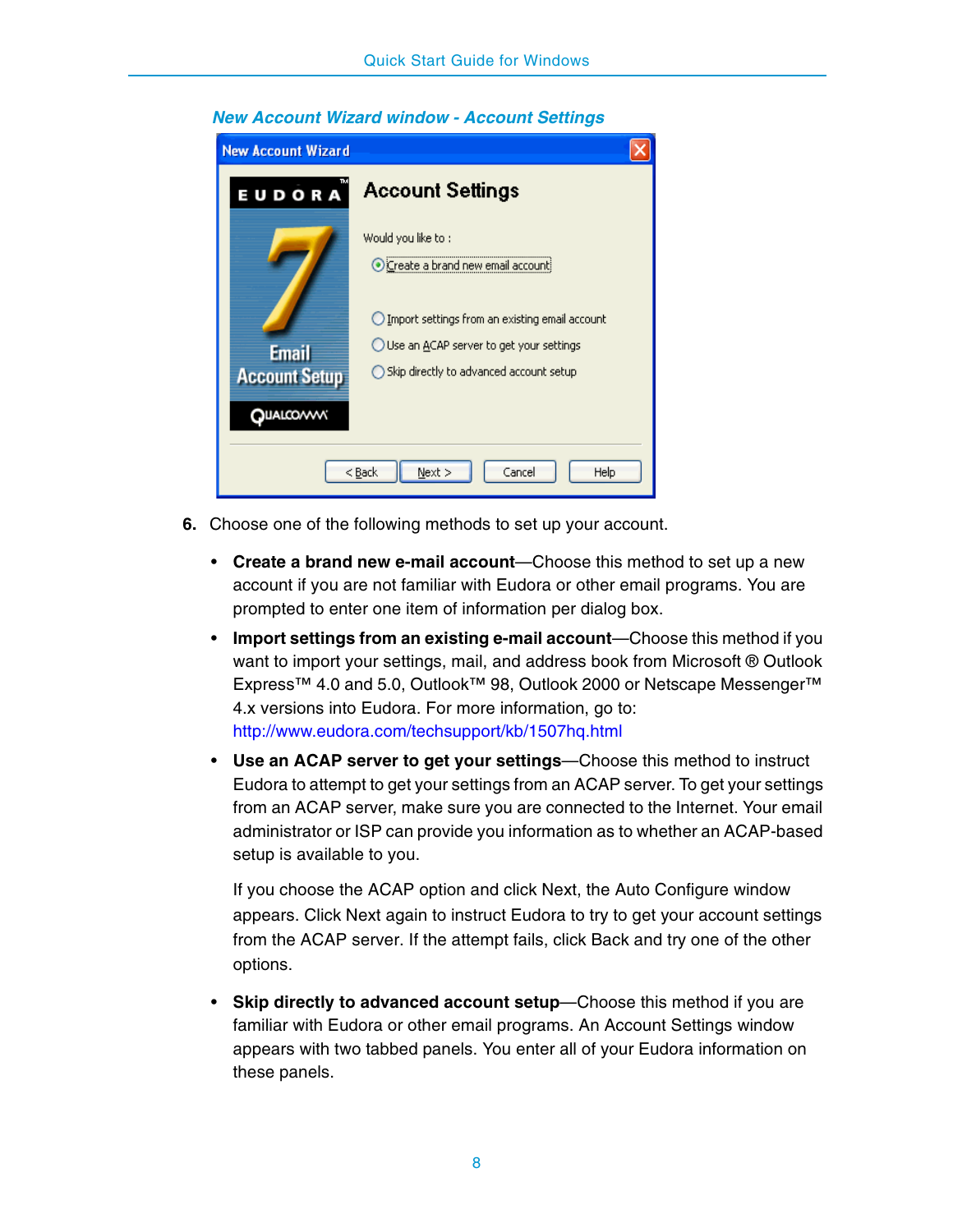*New Account Wizard window - Account Settings*

6. Choose one of the following methods to set up your account.

   - **Create a brand new e-mail account**—Choose this method to set up a new account if you are not familiar with Eudora or other email programs. You are prompted to enter one item of information per dialog box.
   - **Import settings from an existing e-mail account**—Choose this method if you want to import your settings, mail, and address book from Microsoft ® Outlook Express™ 4.0 and 5.0, Outlook™ 98, Outlook 2000 or Netscape Messenger™ 4.x versions into Eudora. For more information, go to: http://www.eudora.com/techsupport/kb/1507hq.html
   - **Use an ACAP server to get your settings**—Choose this method to instruct Eudora to attempt to get your settings from an ACAP server. To get your settings from an ACAP server, make sure you are connected to the Internet. Your email administrator or ISP can provide you information as to whether an ACAP-based setup is available to you.

     If you choose the ACAP option and click Next, the Auto Configure window appears. Click Next again to instruct Eudora to try to get your account settings from the ACAP server. If the attempt fails, click Back and try one of the other options.

   - **Skip directly to advanced account setup**—Choose this method if you are familiar with Eudora or other email programs. An Account Settings window appears with two tabbed panels. You enter all of your Eudora information on these panels.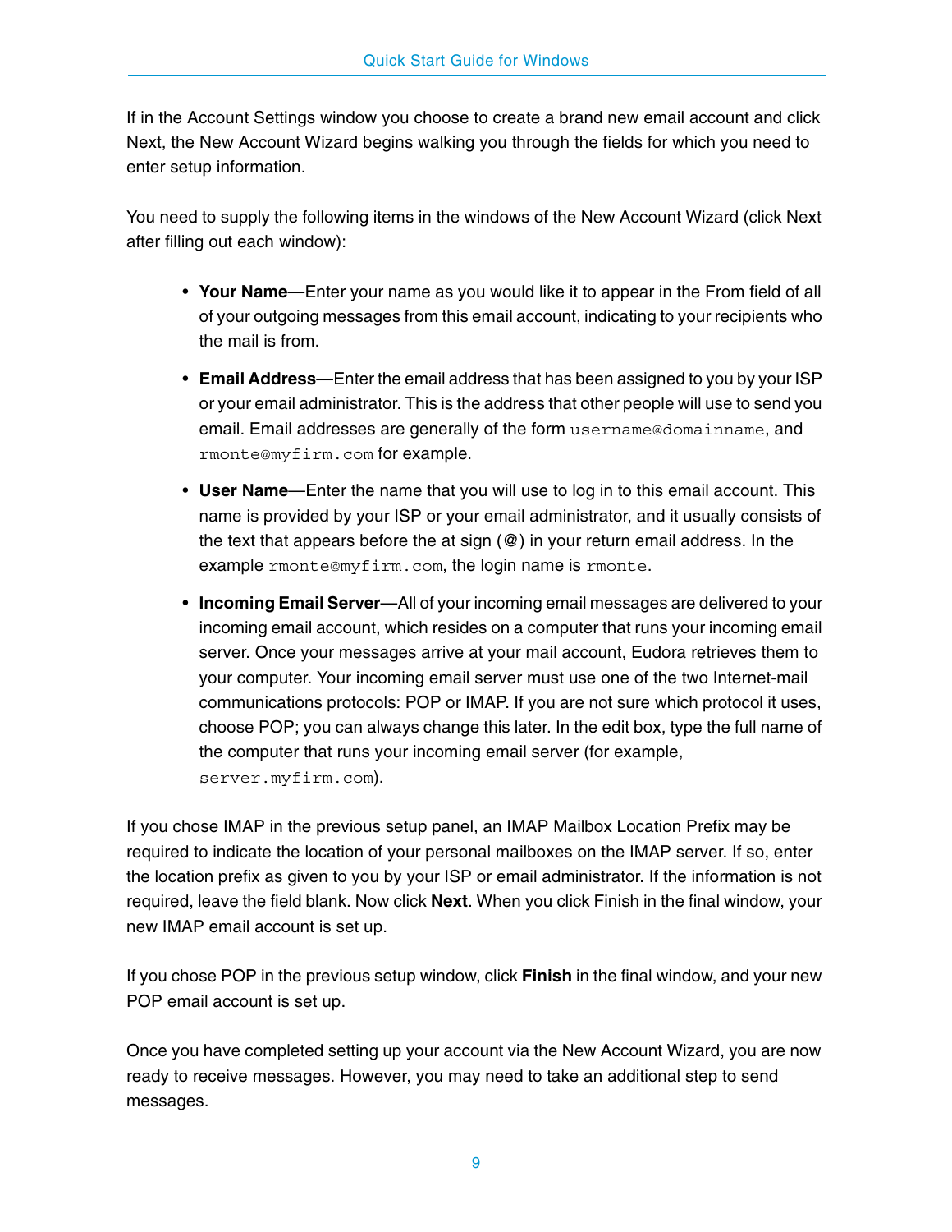If in the Account Settings window you choose to create a brand new email account and click Next, the New Account Wizard begins walking you through the fields for which you need to enter setup information.

You need to supply the following items in the windows of the New Account Wizard (click Next after filling out each window):

- **Your Name**—Enter your name as you would like it to appear in the From field of all of your outgoing messages from this email account, indicating to your recipients who the mail is from.
- **Email Address**—Enter the email address that has been assigned to you by your ISP or your email administrator. This is the address that other people will use to send you email. Email addresses are generally of the form `username@domainname`, and `rmonte@myfirm.com` for example.
- **User Name**—Enter the name that you will use to log in to this email account. This name is provided by your ISP or your email administrator, and it usually consists of the text that appears before the at sign (@) in your return email address. In the example `rmonte@myfirm.com`, the login name is `rmonte`.
- **Incoming Email Server**—All of your incoming email messages are delivered to your incoming email account, which resides on a computer that runs your incoming email server. Once your messages arrive at your mail account, Eudora retrieves them to your computer. Your incoming email server must use one of the two Internet-mail communications protocols: POP or IMAP. If you are not sure which protocol it uses, choose POP; you can always change this later. In the edit box, type the full name of the computer that runs your incoming email server (for example, `server.myfirm.com`).

If you chose IMAP in the previous setup panel, an IMAP Mailbox Location Prefix may be required to indicate the location of your personal mailboxes on the IMAP server. If so, enter the location prefix as given to you by your ISP or email administrator. If the information is not required, leave the field blank. Now click **Next**. When you click Finish in the final window, your new IMAP email account is set up.

If you chose POP in the previous setup window, click **Finish** in the final window, and your new POP email account is set up.

Once you have completed setting up your account via the New Account Wizard, you are now ready to receive messages. However, you may need to take an additional step to send messages.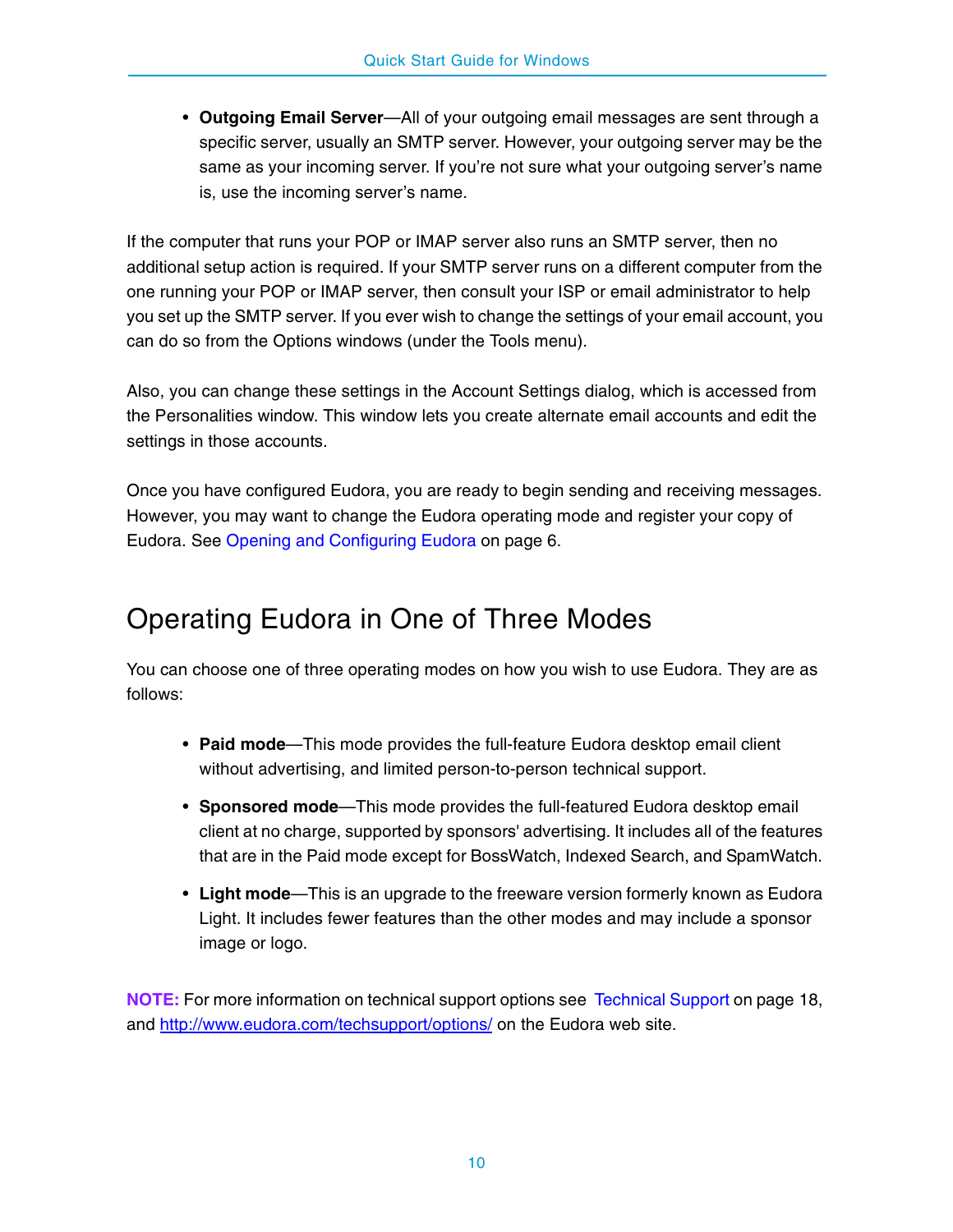- **Outgoing Email Server**—All of your outgoing email messages are sent through a specific server, usually an SMTP server. However, your outgoing server may be the same as your incoming server. If you're not sure what your outgoing server's name is, use the incoming server's name.

If the computer that runs your POP or IMAP server also runs an SMTP server, then no additional setup action is required. If your SMTP server runs on a different computer from the one running your POP or IMAP server, then consult your ISP or email administrator to help you set up the SMTP server. If you ever wish to change the settings of your email account, you can do so from the Options windows (under the Tools menu).

Also, you can change these settings in the Account Settings dialog, which is accessed from the Personalities window. This window lets you create alternate email accounts and edit the settings in those accounts.

Once you have configured Eudora, you are ready to begin sending and receiving messages. However, you may want to change the Eudora operating mode and register your copy of Eudora. See Opening and Configuring Eudora on page 6.

## Operating Eudora in One of Three Modes

You can choose one of three operating modes on how you wish to use Eudora. They are as follows:

- **Paid mode**—This mode provides the full-feature Eudora desktop email client without advertising, and limited person-to-person technical support.
- **Sponsored mode**—This mode provides the full-featured Eudora desktop email client at no charge, supported by sponsors' advertising. It includes all of the features that are in the Paid mode except for BossWatch, Indexed Search, and SpamWatch.
- **Light mode**—This is an upgrade to the freeware version formerly known as Eudora Light. It includes fewer features than the other modes and may include a sponsor image or logo.

**NOTE:** For more information on technical support options see Technical Support on page 18, and http://www.eudora.com/techsupport/options/ on the Eudora web site.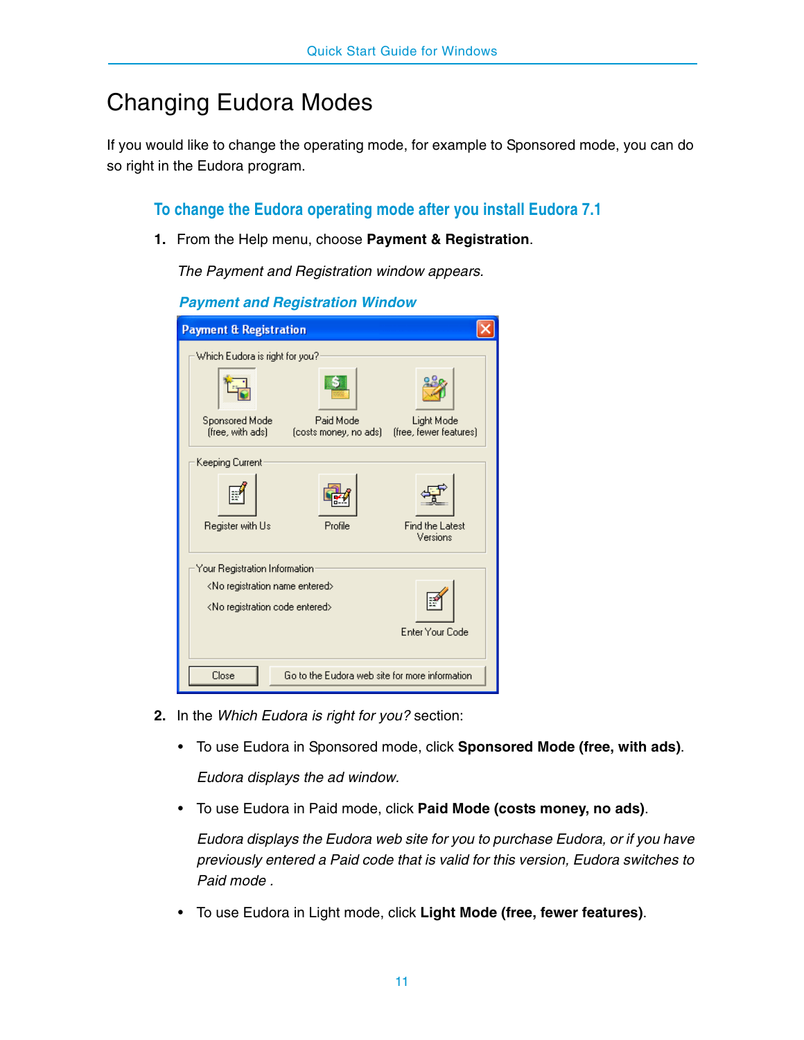# Changing Eudora Modes

If you would like to change the operating mode, for example to Sponsored mode, you can do so right in the Eudora program.

## To change the Eudora operating mode after you install Eudora 7.1

1. From the Help menu, choose **Payment & Registration**.

   *The Payment and Registration window appears.*

   ***Payment and Registration Window***

2. In the *Which Eudora is right for you?* section:

   - To use Eudora in Sponsored mode, click **Sponsored Mode (free, with ads)**.

     *Eudora displays the ad window.*

   - To use Eudora in Paid mode, click **Paid Mode (costs money, no ads)**.

     *Eudora displays the Eudora web site for you to purchase Eudora, or if you have previously entered a Paid code that is valid for this version, Eudora switches to Paid mode .*

   - To use Eudora in Light mode, click **Light Mode (free, fewer features)**.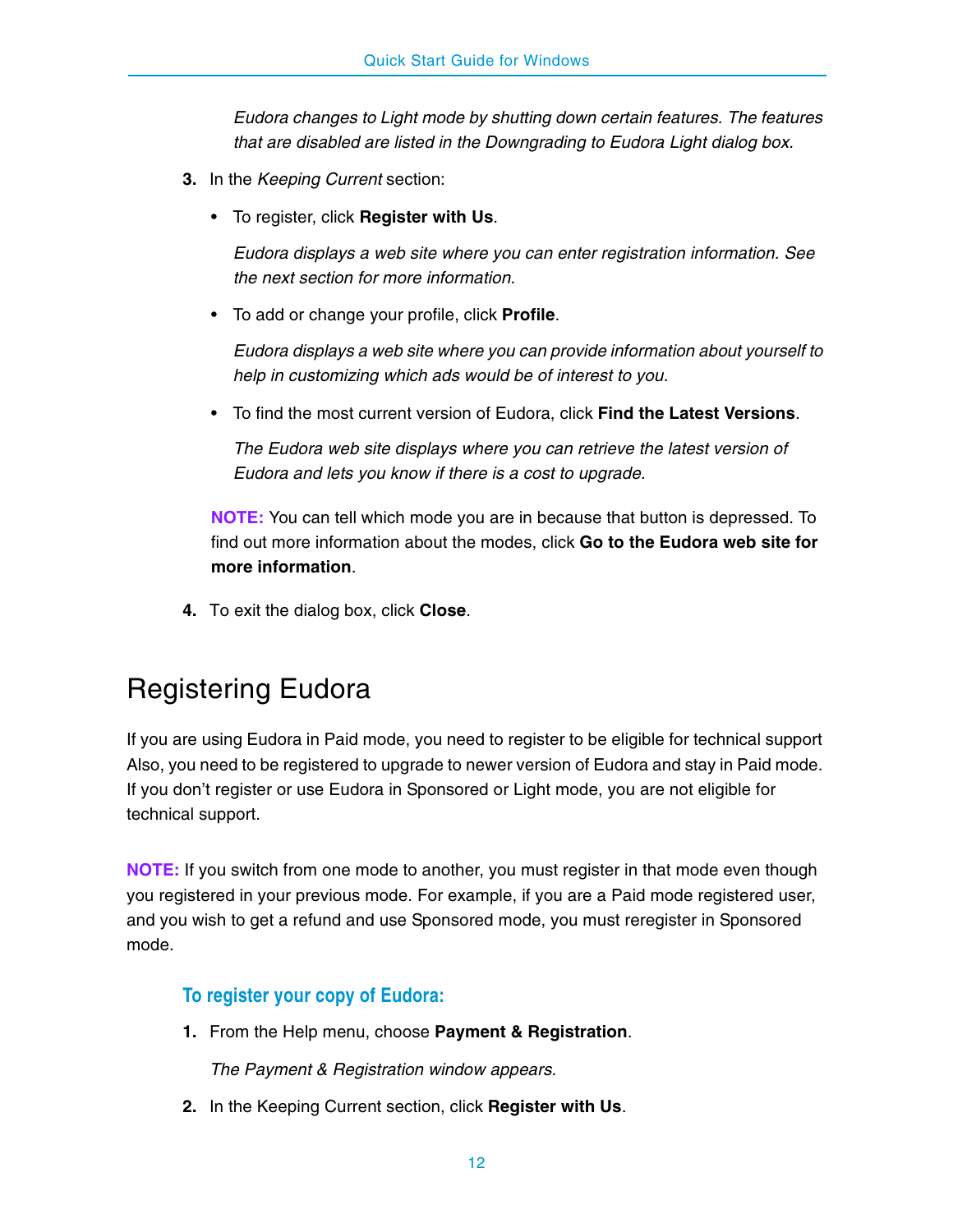*Eudora changes to Light mode by shutting down certain features. The features that are disabled are listed in the Downgrading to Eudora Light dialog box.*

3. In the *Keeping Current* section:

   - To register, click **Register with Us**.

     *Eudora displays a web site where you can enter registration information. See the next section for more information.*

   - To add or change your profile, click **Profile**.

     *Eudora displays a web site where you can provide information about yourself to help in customizing which ads would be of interest to you.*

   - To find the most current version of Eudora, click **Find the Latest Versions**.

     *The Eudora web site displays where you can retrieve the latest version of Eudora and lets you know if there is a cost to upgrade.*

   **NOTE:** You can tell which mode you are in because that button is depressed. To find out more information about the modes, click **Go to the Eudora web site for more information**.

4. To exit the dialog box, click **Close**.

# Registering Eudora

If you are using Eudora in Paid mode, you need to register to be eligible for technical support Also, you need to be registered to upgrade to newer version of Eudora and stay in Paid mode. If you don't register or use Eudora in Sponsored or Light mode, you are not eligible for technical support.

**NOTE:** If you switch from one mode to another, you must register in that mode even though you registered in your previous mode. For example, if you are a Paid mode registered user, and you wish to get a refund and use Sponsored mode, you must reregister in Sponsored mode.

### To register your copy of Eudora:

1. From the Help menu, choose **Payment & Registration**.

   *The Payment & Registration window appears.*

2. In the Keeping Current section, click **Register with Us**.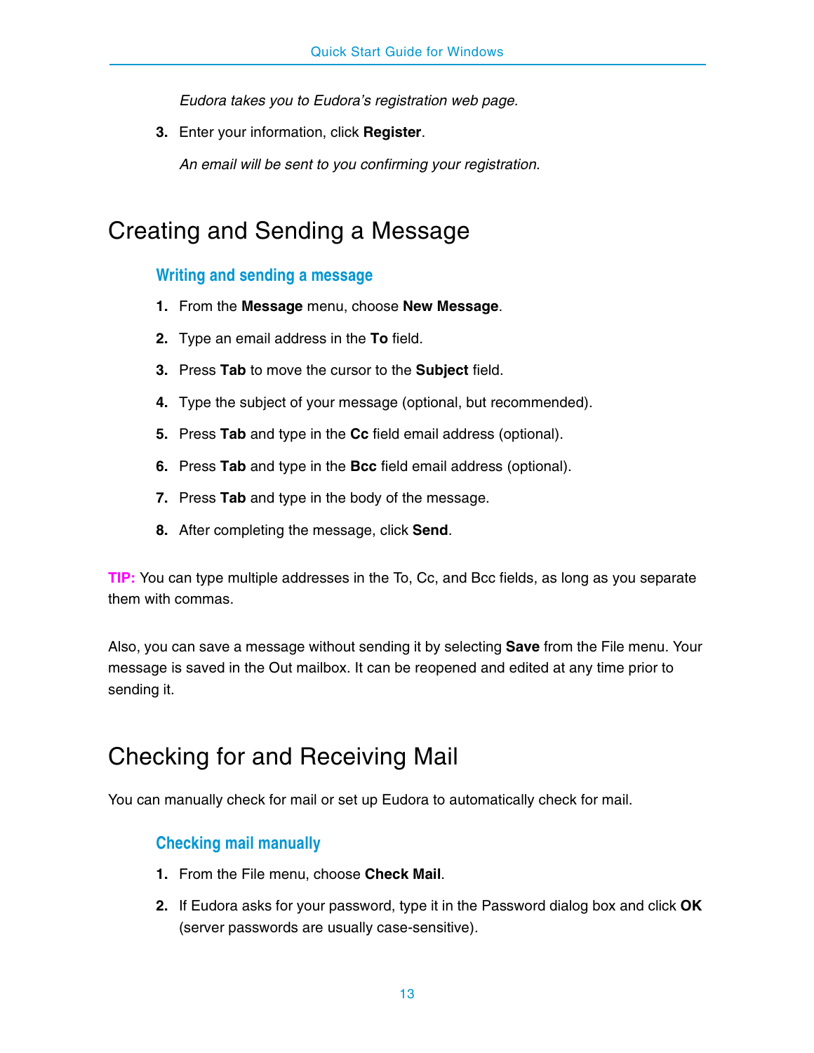*Eudora takes you to Eudora's registration web page.*

3. Enter your information, click **Register**.

   *An email will be sent to you confirming your registration.*

# Creating and Sending a Message

### Writing and sending a message

1. From the **Message** menu, choose **New Message**.
2. Type an email address in the **To** field.
3. Press **Tab** to move the cursor to the **Subject** field.
4. Type the subject of your message (optional, but recommended).
5. Press **Tab** and type in the **Cc** field email address (optional).
6. Press **Tab** and type in the **Bcc** field email address (optional).
7. Press **Tab** and type in the body of the message.
8. After completing the message, click **Send**.

**TIP:** You can type multiple addresses in the To, Cc, and Bcc fields, as long as you separate them with commas.

Also, you can save a message without sending it by selecting **Save** from the File menu. Your message is saved in the Out mailbox. It can be reopened and edited at any time prior to sending it.

# Checking for and Receiving Mail

You can manually check for mail or set up Eudora to automatically check for mail.

### Checking mail manually

1. From the File menu, choose **Check Mail**.
2. If Eudora asks for your password, type it in the Password dialog box and click **OK** (server passwords are usually case-sensitive).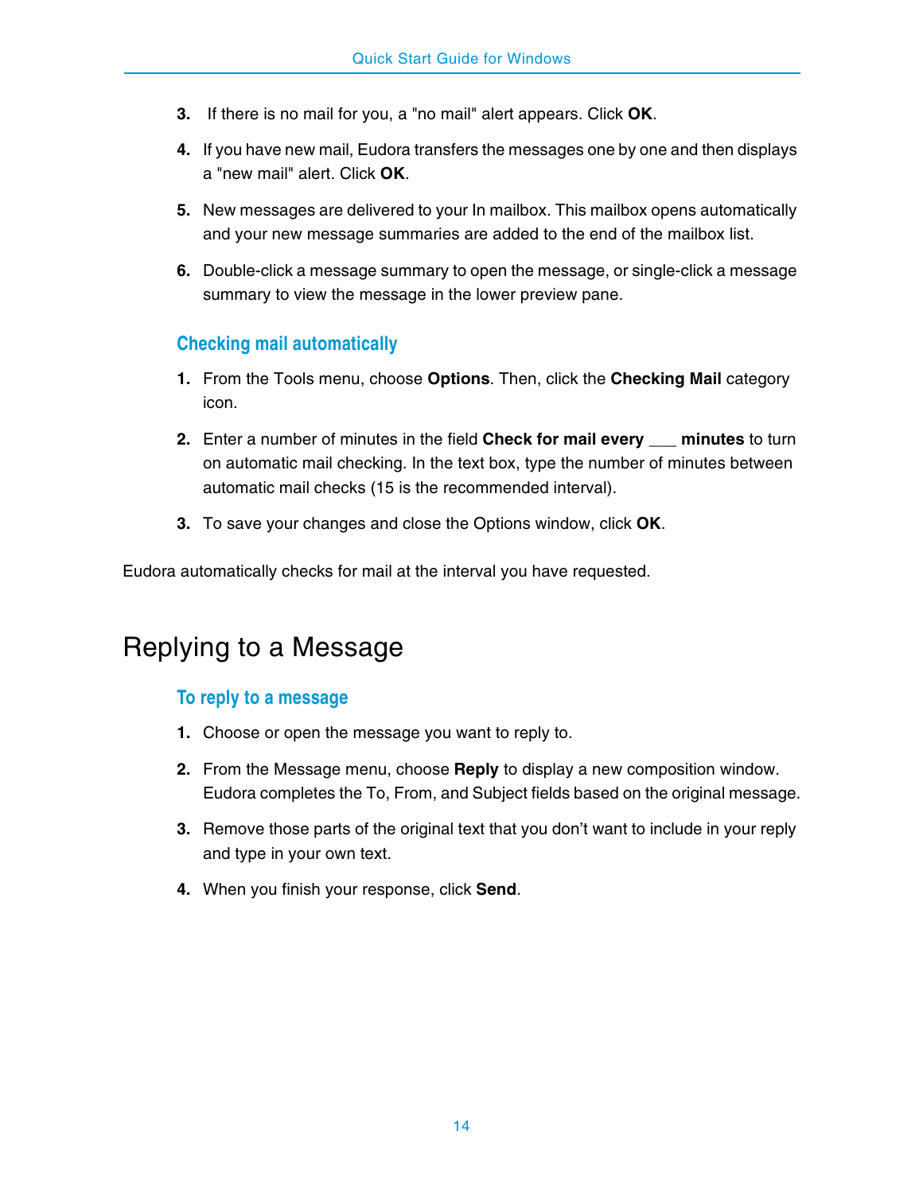3. If there is no mail for you, a "no mail" alert appears. Click **OK**.

4. If you have new mail, Eudora transfers the messages one by one and then displays a "new mail" alert. Click **OK**.

5. New messages are delivered to your In mailbox. This mailbox opens automatically and your new message summaries are added to the end of the mailbox list.

6. Double-click a message summary to open the message, or single-click a message summary to view the message in the lower preview pane.

### Checking mail automatically

1. From the Tools menu, choose **Options**. Then, click the **Checking Mail** category icon.

2. Enter a number of minutes in the field **Check for mail every ___ minutes** to turn on automatic mail checking. In the text box, type the number of minutes between automatic mail checks (15 is the recommended interval).

3. To save your changes and close the Options window, click **OK**.

Eudora automatically checks for mail at the interval you have requested.

## Replying to a Message

### To reply to a message

1. Choose or open the message you want to reply to.

2. From the Message menu, choose **Reply** to display a new composition window. Eudora completes the To, From, and Subject fields based on the original message.

3. Remove those parts of the original text that you don't want to include in your reply and type in your own text.

4. When you finish your response, click **Send**.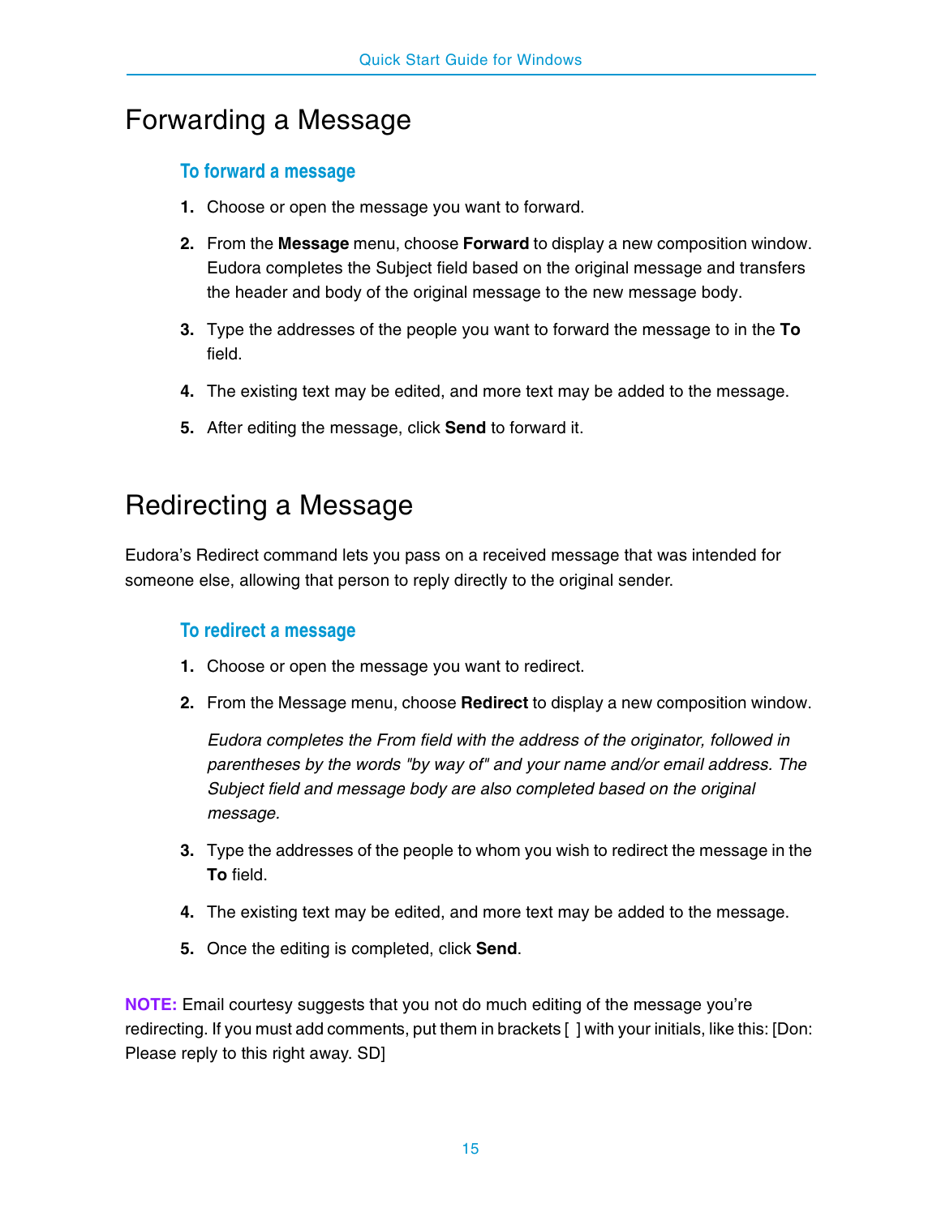# Forwarding a Message

### To forward a message

1. Choose or open the message you want to forward.
2. From the **Message** menu, choose **Forward** to display a new composition window. Eudora completes the Subject field based on the original message and transfers the header and body of the original message to the new message body.
3. Type the addresses of the people you want to forward the message to in the **To** field.
4. The existing text may be edited, and more text may be added to the message.
5. After editing the message, click **Send** to forward it.

# Redirecting a Message

Eudora's Redirect command lets you pass on a received message that was intended for someone else, allowing that person to reply directly to the original sender.

### To redirect a message

1. Choose or open the message you want to redirect.
2. From the Message menu, choose **Redirect** to display a new composition window.

   *Eudora completes the From field with the address of the originator, followed in parentheses by the words "by way of" and your name and/or email address. The Subject field and message body are also completed based on the original message.*

3. Type the addresses of the people to whom you wish to redirect the message in the **To** field.
4. The existing text may be edited, and more text may be added to the message.
5. Once the editing is completed, click **Send**.

**NOTE:** Email courtesy suggests that you not do much editing of the message you're redirecting. If you must add comments, put them in brackets [ ] with your initials, like this: [Don: Please reply to this right away. SD]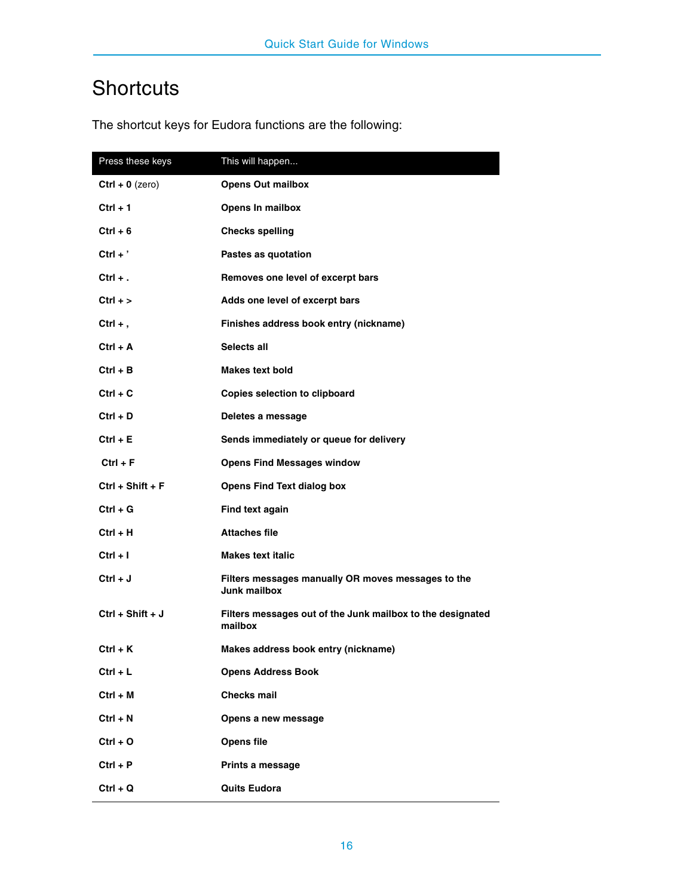# Shortcuts

The shortcut keys for Eudora functions are the following:

| Press these keys | This will happen... |
|---|---|
| **Ctrl + 0** (zero) | **Opens Out mailbox** |
| **Ctrl + 1** | **Opens In mailbox** |
| **Ctrl + 6** | **Checks spelling** |
| **Ctrl + ’** | **Pastes as quotation** |
| **Ctrl + .** | **Removes one level of excerpt bars** |
| **Ctrl + >** | **Adds one level of excerpt bars** |
| **Ctrl + ,** | **Finishes address book entry (nickname)** |
| **Ctrl + A** | **Selects all** |
| **Ctrl + B** | **Makes text bold** |
| **Ctrl + C** | **Copies selection to clipboard** |
| **Ctrl + D** | **Deletes a message** |
| **Ctrl + E** | **Sends immediately or queue for delivery** |
| **Ctrl + F** | **Opens Find Messages window** |
| **Ctrl + Shift + F** | **Opens Find Text dialog box** |
| **Ctrl + G** | **Find text again** |
| **Ctrl + H** | **Attaches file** |
| **Ctrl + I** | **Makes text italic** |
| **Ctrl + J** | **Filters messages manually OR moves messages to the Junk mailbox** |
| **Ctrl + Shift + J** | **Filters messages out of the Junk mailbox to the designated mailbox** |
| **Ctrl + K** | **Makes address book entry (nickname)** |
| **Ctrl + L** | **Opens Address Book** |
| **Ctrl + M** | **Checks mail** |
| **Ctrl + N** | **Opens a new message** |
| **Ctrl + O** | **Opens file** |
| **Ctrl + P** | **Prints a message** |
| **Ctrl + Q** | **Quits Eudora** |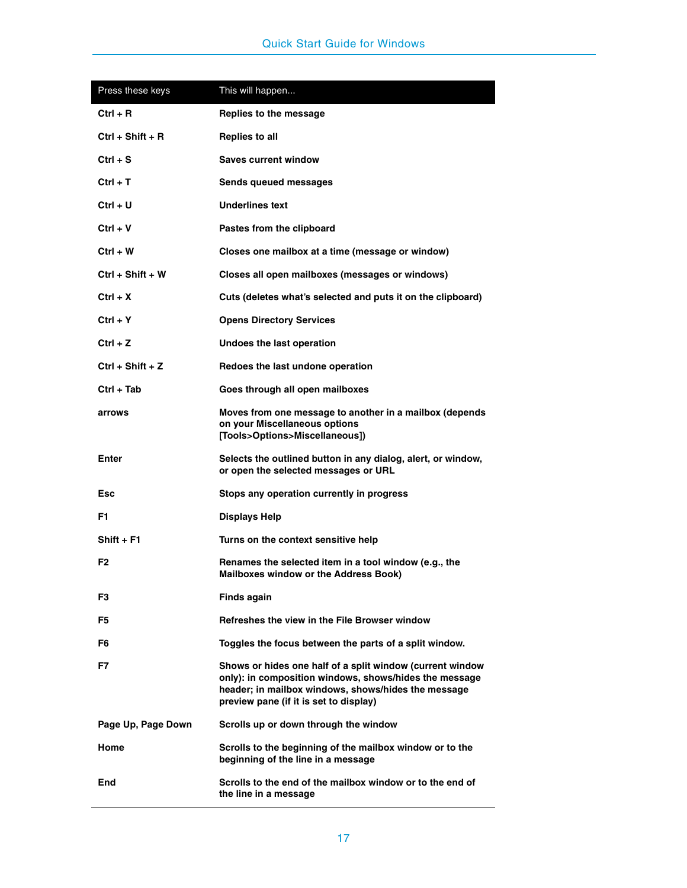| Press these keys | This will happen... |
| --- | --- |
| **Ctrl + R** | **Replies to the message** |
| **Ctrl + Shift + R** | **Replies to all** |
| **Ctrl + S** | **Saves current window** |
| **Ctrl + T** | **Sends queued messages** |
| **Ctrl + U** | **Underlines text** |
| **Ctrl + V** | **Pastes from the clipboard** |
| **Ctrl + W** | **Closes one mailbox at a time (message or window)** |
| **Ctrl + Shift + W** | **Closes all open mailboxes (messages or windows)** |
| **Ctrl + X** | **Cuts (deletes what's selected and puts it on the clipboard)** |
| **Ctrl + Y** | **Opens Directory Services** |
| **Ctrl + Z** | **Undoes the last operation** |
| **Ctrl + Shift + Z** | **Redoes the last undone operation** |
| **Ctrl + Tab** | **Goes through all open mailboxes** |
| **arrows** | **Moves from one message to another in a mailbox (depends on your Miscellaneous options [Tools>Options>Miscellaneous])** |
| **Enter** | **Selects the outlined button in any dialog, alert, or window, or open the selected messages or URL** |
| **Esc** | **Stops any operation currently in progress** |
| **F1** | **Displays Help** |
| **Shift + F1** | **Turns on the context sensitive help** |
| **F2** | **Renames the selected item in a tool window (e.g., the Mailboxes window or the Address Book)** |
| **F3** | **Finds again** |
| **F5** | **Refreshes the view in the File Browser window** |
| **F6** | **Toggles the focus between the parts of a split window.** |
| **F7** | **Shows or hides one half of a split window (current window only): in composition windows, shows/hides the message header; in mailbox windows, shows/hides the message preview pane (if it is set to display)** |
| **Page Up, Page Down** | **Scrolls up or down through the window** |
| **Home** | **Scrolls to the beginning of the mailbox window or to the beginning of the line in a message** |
| **End** | **Scrolls to the end of the mailbox window or to the end of the line in a message** |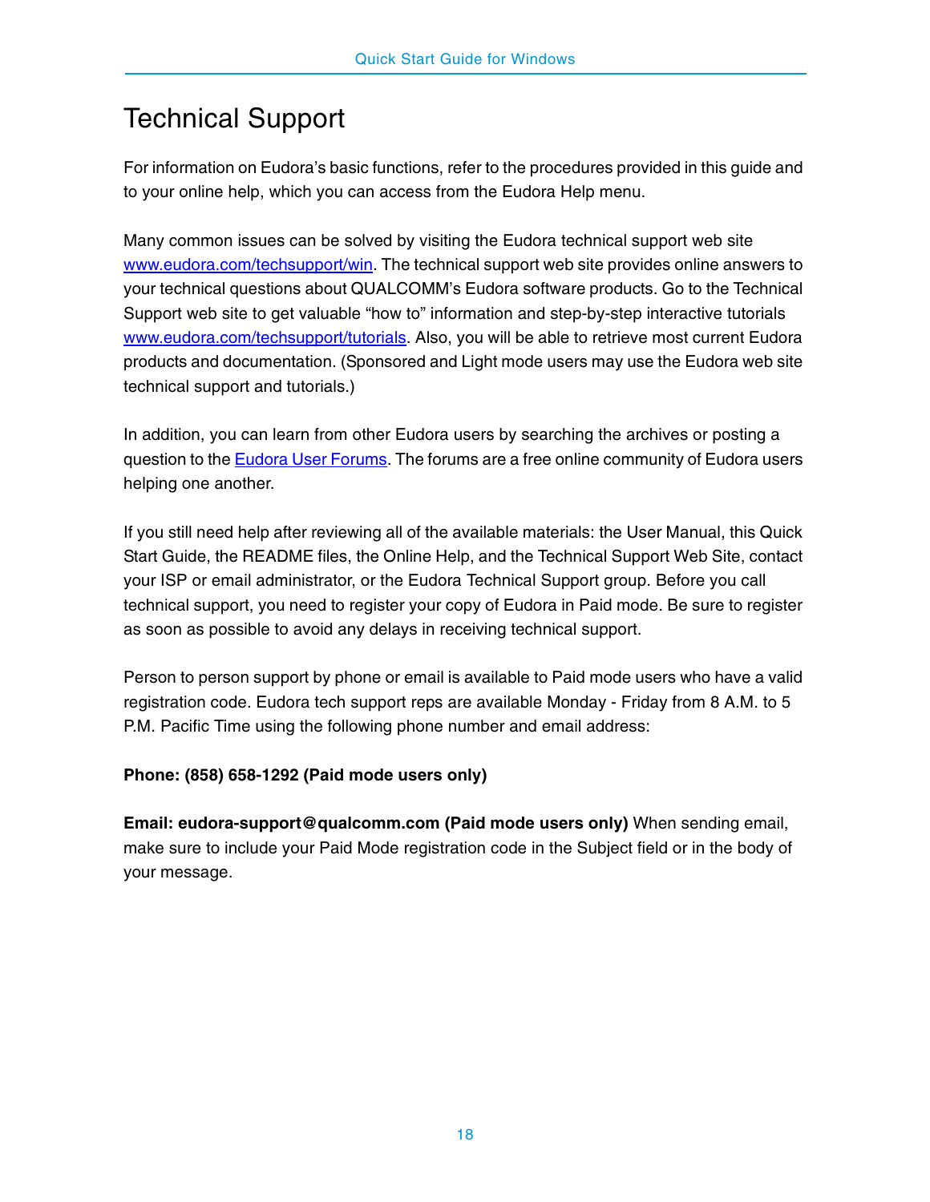# Technical Support

For information on Eudora's basic functions, refer to the procedures provided in this guide and to your online help, which you can access from the Eudora Help menu.

Many common issues can be solved by visiting the Eudora technical support web site www.eudora.com/techsupport/win. The technical support web site provides online answers to your technical questions about QUALCOMM's Eudora software products. Go to the Technical Support web site to get valuable "how to" information and step-by-step interactive tutorials www.eudora.com/techsupport/tutorials. Also, you will be able to retrieve most current Eudora products and documentation. (Sponsored and Light mode users may use the Eudora web site technical support and tutorials.)

In addition, you can learn from other Eudora users by searching the archives or posting a question to the Eudora User Forums. The forums are a free online community of Eudora users helping one another.

If you still need help after reviewing all of the available materials: the User Manual, this Quick Start Guide, the README files, the Online Help, and the Technical Support Web Site, contact your ISP or email administrator, or the Eudora Technical Support group. Before you call technical support, you need to register your copy of Eudora in Paid mode. Be sure to register as soon as possible to avoid any delays in receiving technical support.

Person to person support by phone or email is available to Paid mode users who have a valid registration code. Eudora tech support reps are available Monday - Friday from 8 A.M. to 5 P.M. Pacific Time using the following phone number and email address:

**Phone: (858) 658-1292 (Paid mode users only)**

**Email: eudora-support@qualcomm.com (Paid mode users only)** When sending email, make sure to include your Paid Mode registration code in the Subject field or in the body of your message.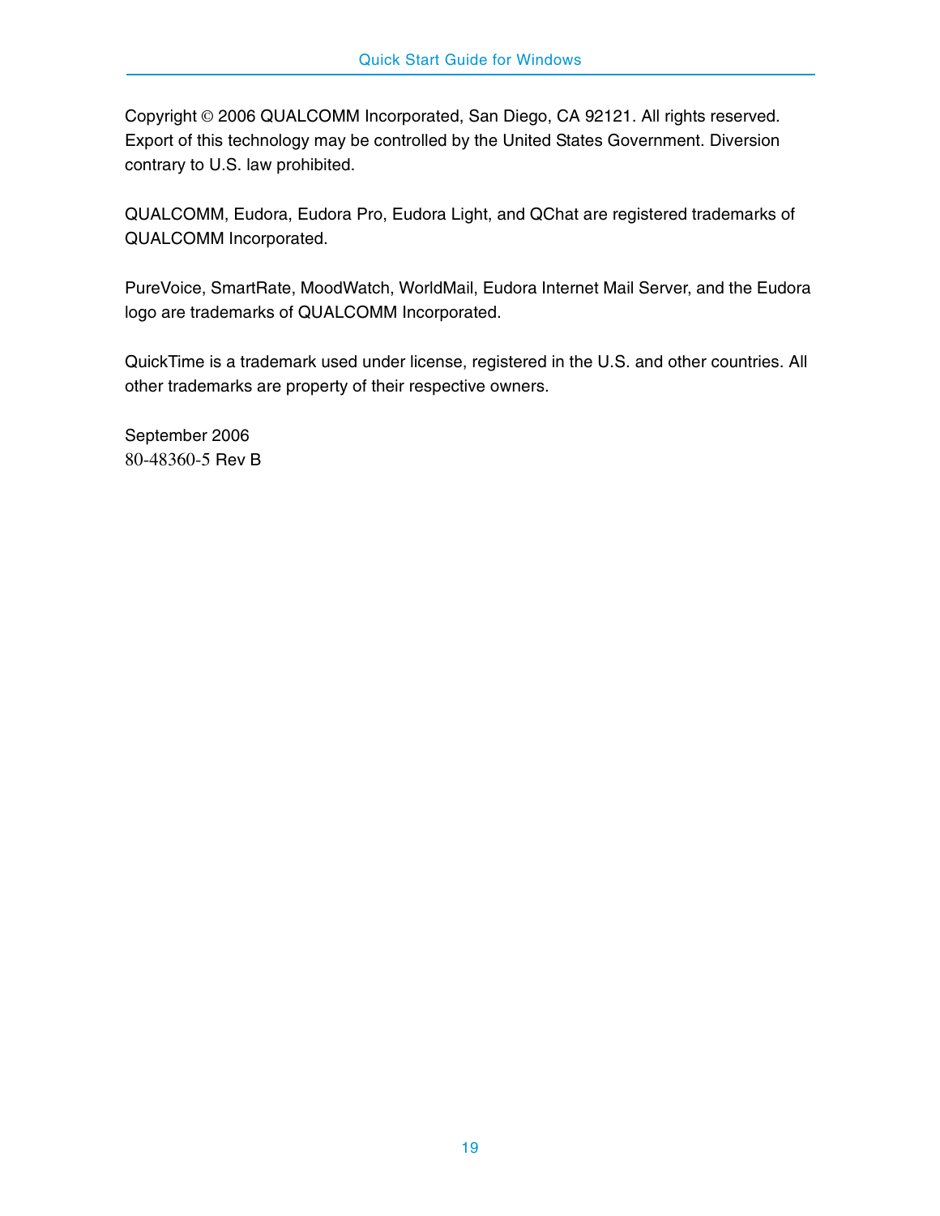Copyright © 2006 QUALCOMM Incorporated, San Diego, CA 92121. All rights reserved. Export of this technology may be controlled by the United States Government. Diversion contrary to U.S. law prohibited.

QUALCOMM, Eudora, Eudora Pro, Eudora Light, and QChat are registered trademarks of QUALCOMM Incorporated.

PureVoice, SmartRate, MoodWatch, WorldMail, Eudora Internet Mail Server, and the Eudora logo are trademarks of QUALCOMM Incorporated.

QuickTime is a trademark used under license, registered in the U.S. and other countries. All other trademarks are property of their respective owners.

September 2006
80-48360-5 Rev B